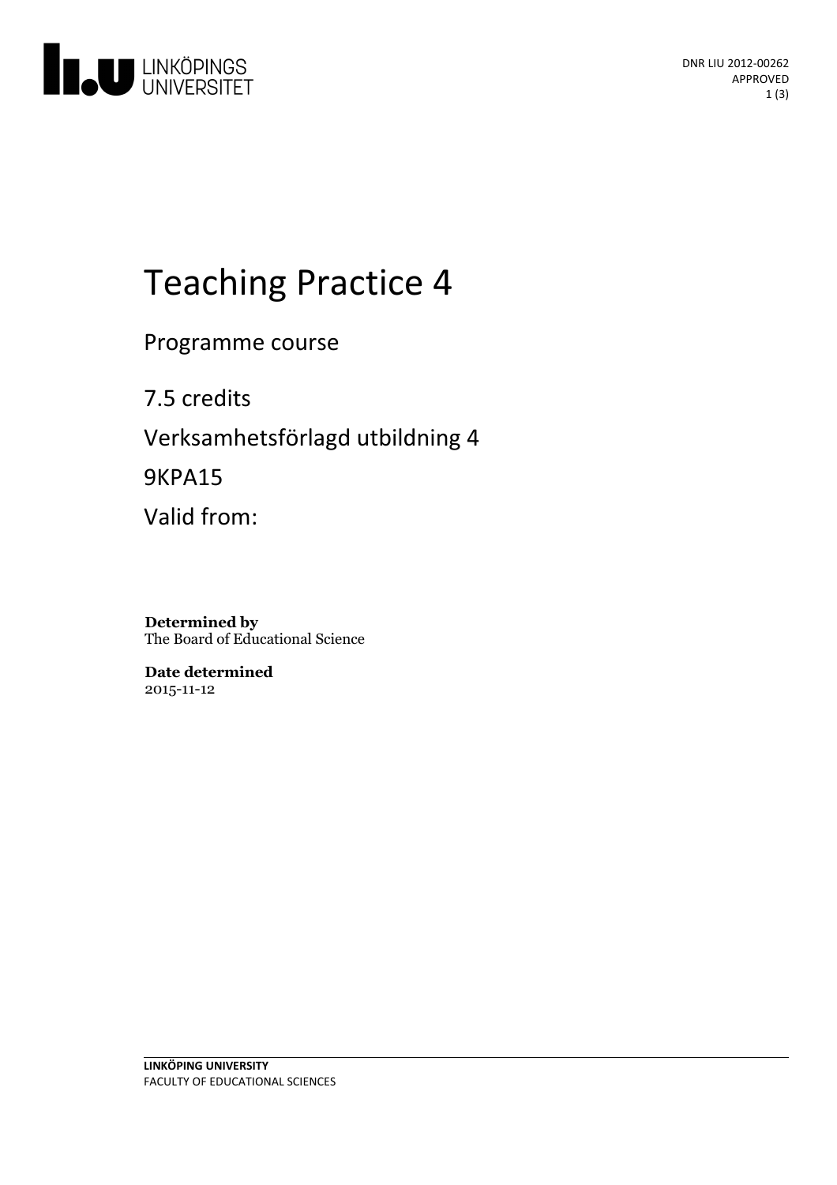DNR LIU 2012-00262
APPROVED

# Teaching Practice 4

Programme course

7.5 credits

Verksamhetsförlagd utbildning 4

9KPA15

Valid from:

**Determined by**
The Board of Educational Science

**Date determined**
2015-11-12

**LINKÖPING UNIVERSITY**
FACULTY OF EDUCATIONAL SCIENCES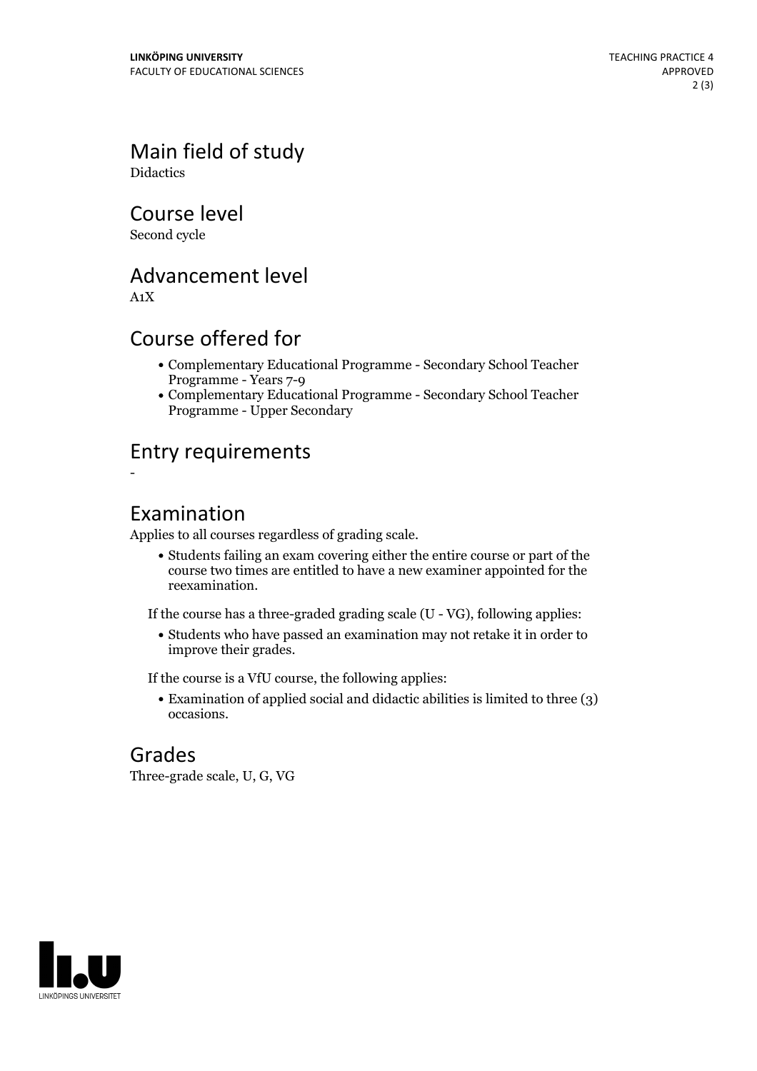## Main field of study
Didactics

## Course level
Second cycle

## Advancement level
A1X

## Course offered for

- Complementary Educational Programme - Secondary School Teacher Programme - Years 7-9
- Complementary Educational Programme - Secondary School Teacher Programme - Upper Secondary

## Entry requirements
-

## Examination
Applies to all courses regardless of grading scale.

- Students failing an exam covering either the entire course or part of the course two times are entitled to have a new examiner appointed for the reexamination.

If the course has a three-graded grading scale (U - VG), following applies:

- Students who have passed an examination may not retake it in order to improve their grades.

If the course is a VfU course, the following applies:

- Examination of applied social and didactic abilities is limited to three (3) occasions.

## Grades
Three-grade scale, U, G, VG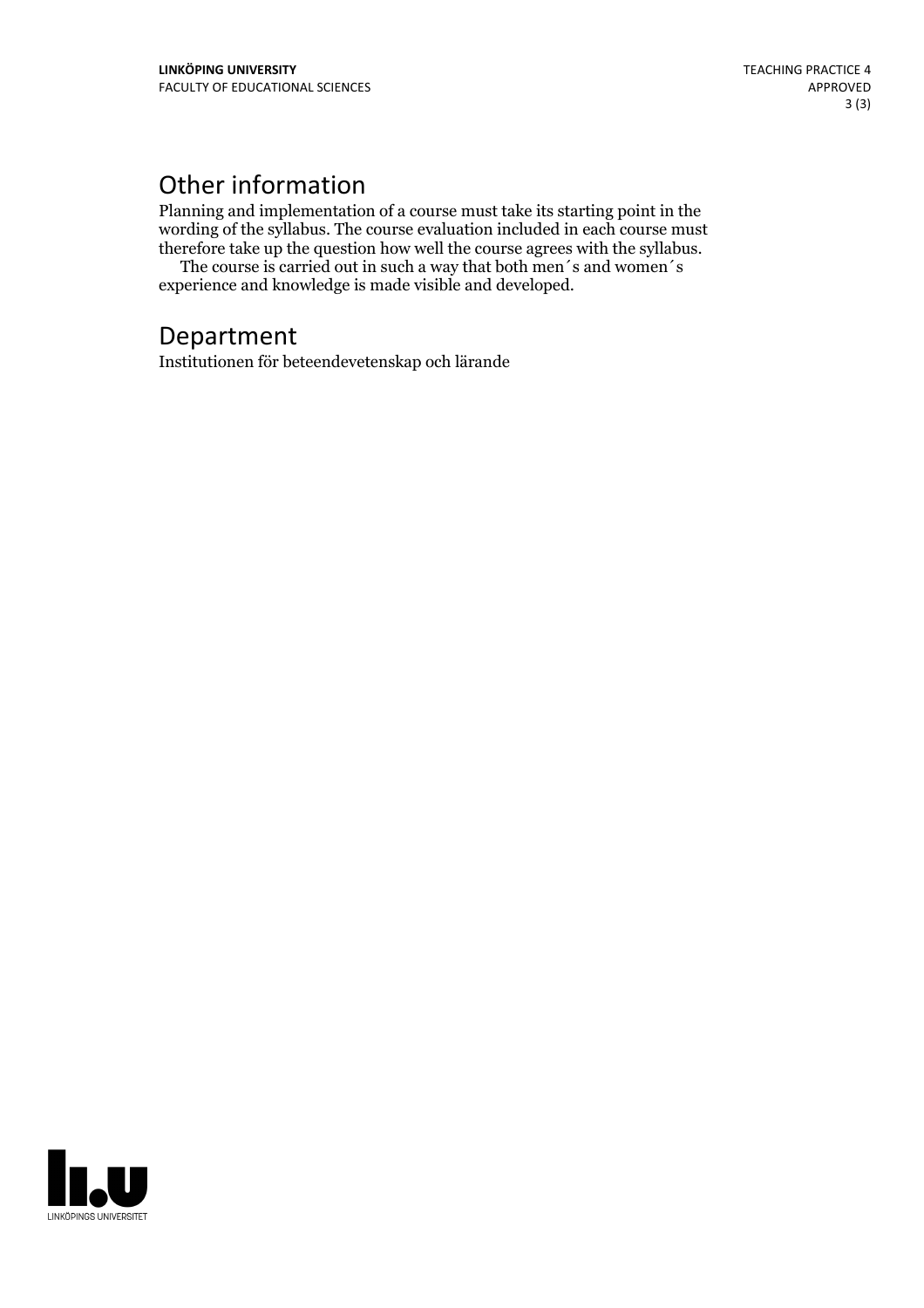## Other information

Planning and implementation of a course must take its starting point in the wording of the syllabus. The course evaluation included in each course must therefore take up the question how well the course agrees with the syllabus.

The course is carried out in such a way that both men´s and women´s experience and knowledge is made visible and developed.

## Department

Institutionen för beteendevetenskap och lärande